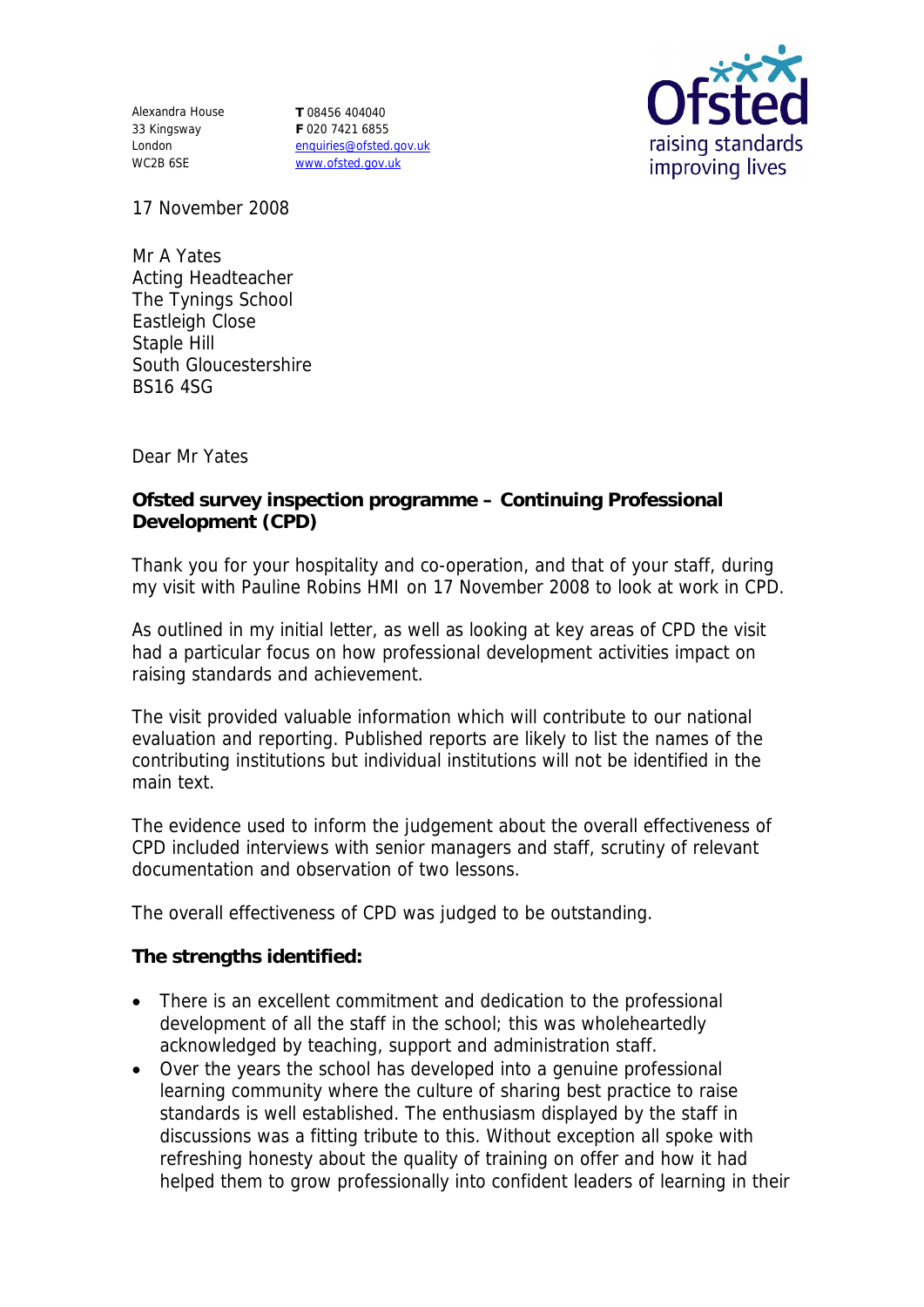Alexandra House
33 Kingsway
London
WC2B 6SE

**T** 08456 404040
**F** 020 7421 6855
enquiries@ofsted.gov.uk
www.ofsted.gov.uk

Ofsted
raising standards
improving lives

17 November 2008

Mr A Yates
Acting Headteacher
The Tynings School
Eastleigh Close
Staple Hill
South Gloucestershire
BS16 4SG

Dear Mr Yates

**Ofsted survey inspection programme – Continuing Professional Development (CPD)**

Thank you for your hospitality and co-operation, and that of your staff, during my visit with Pauline Robins HMI on 17 November 2008 to look at work in CPD.

As outlined in my initial letter, as well as looking at key areas of CPD the visit had a particular focus on how professional development activities impact on raising standards and achievement.

The visit provided valuable information which will contribute to our national evaluation and reporting. Published reports are likely to list the names of the contributing institutions but individual institutions will not be identified in the main text.

The evidence used to inform the judgement about the overall effectiveness of CPD included interviews with senior managers and staff, scrutiny of relevant documentation and observation of two lessons.

The overall effectiveness of CPD was judged to be outstanding.

**The strengths identified:**

- There is an excellent commitment and dedication to the professional development of all the staff in the school; this was wholeheartedly acknowledged by teaching, support and administration staff.
- Over the years the school has developed into a genuine professional learning community where the culture of sharing best practice to raise standards is well established. The enthusiasm displayed by the staff in discussions was a fitting tribute to this. Without exception all spoke with refreshing honesty about the quality of training on offer and how it had helped them to grow professionally into confident leaders of learning in their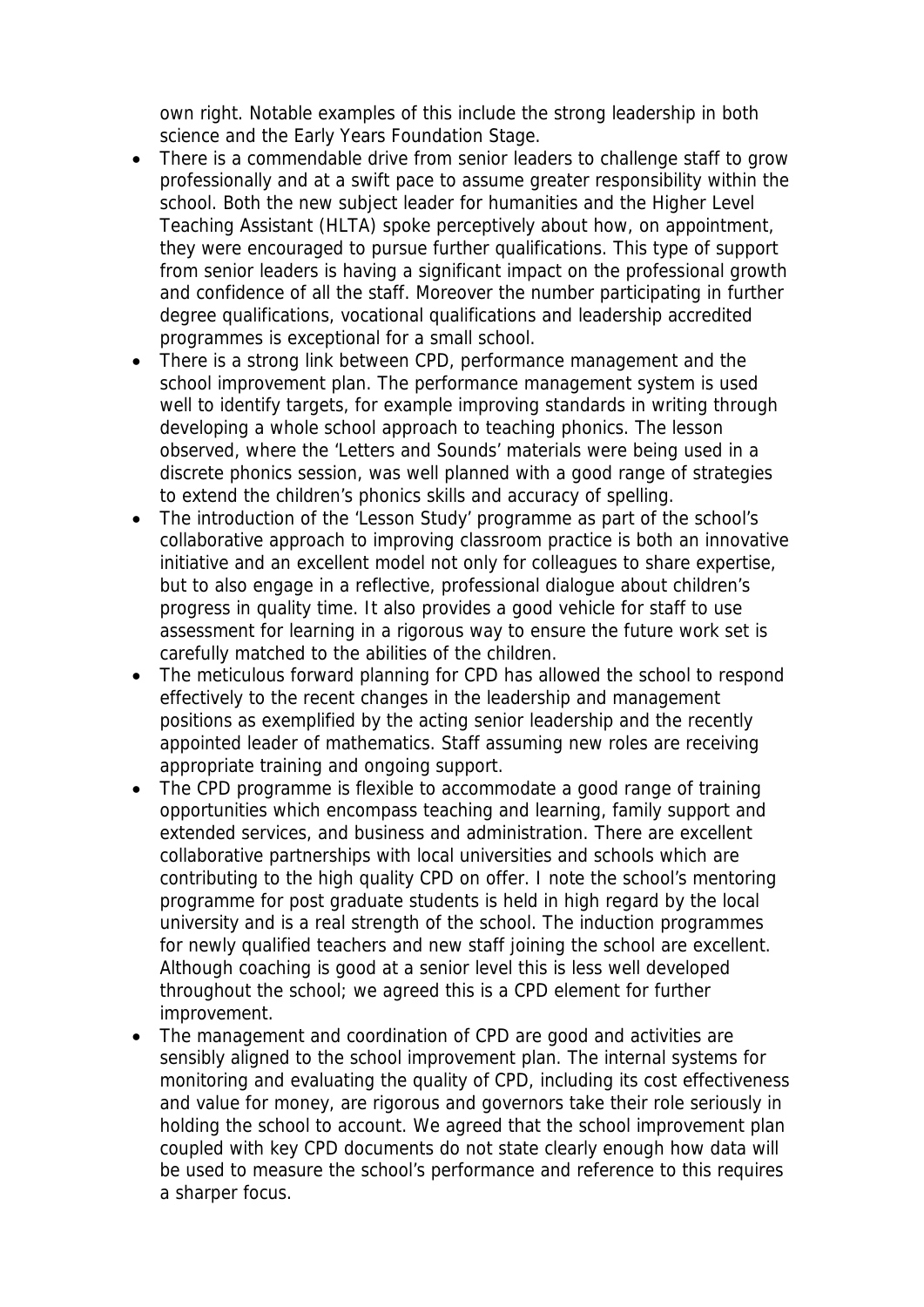own right. Notable examples of this include the strong leadership in both science and the Early Years Foundation Stage.

- There is a commendable drive from senior leaders to challenge staff to grow professionally and at a swift pace to assume greater responsibility within the school. Both the new subject leader for humanities and the Higher Level Teaching Assistant (HLTA) spoke perceptively about how, on appointment, they were encouraged to pursue further qualifications. This type of support from senior leaders is having a significant impact on the professional growth and confidence of all the staff. Moreover the number participating in further degree qualifications, vocational qualifications and leadership accredited programmes is exceptional for a small school.
- There is a strong link between CPD, performance management and the school improvement plan. The performance management system is used well to identify targets, for example improving standards in writing through developing a whole school approach to teaching phonics. The lesson observed, where the 'Letters and Sounds' materials were being used in a discrete phonics session, was well planned with a good range of strategies to extend the children's phonics skills and accuracy of spelling.
- The introduction of the 'Lesson Study' programme as part of the school's collaborative approach to improving classroom practice is both an innovative initiative and an excellent model not only for colleagues to share expertise, but to also engage in a reflective, professional dialogue about children's progress in quality time. It also provides a good vehicle for staff to use assessment for learning in a rigorous way to ensure the future work set is carefully matched to the abilities of the children.
- The meticulous forward planning for CPD has allowed the school to respond effectively to the recent changes in the leadership and management positions as exemplified by the acting senior leadership and the recently appointed leader of mathematics. Staff assuming new roles are receiving appropriate training and ongoing support.
- The CPD programme is flexible to accommodate a good range of training opportunities which encompass teaching and learning, family support and extended services, and business and administration. There are excellent collaborative partnerships with local universities and schools which are contributing to the high quality CPD on offer. I note the school's mentoring programme for post graduate students is held in high regard by the local university and is a real strength of the school. The induction programmes for newly qualified teachers and new staff joining the school are excellent. Although coaching is good at a senior level this is less well developed throughout the school; we agreed this is a CPD element for further improvement.
- The management and coordination of CPD are good and activities are sensibly aligned to the school improvement plan. The internal systems for monitoring and evaluating the quality of CPD, including its cost effectiveness and value for money, are rigorous and governors take their role seriously in holding the school to account. We agreed that the school improvement plan coupled with key CPD documents do not state clearly enough how data will be used to measure the school's performance and reference to this requires a sharper focus.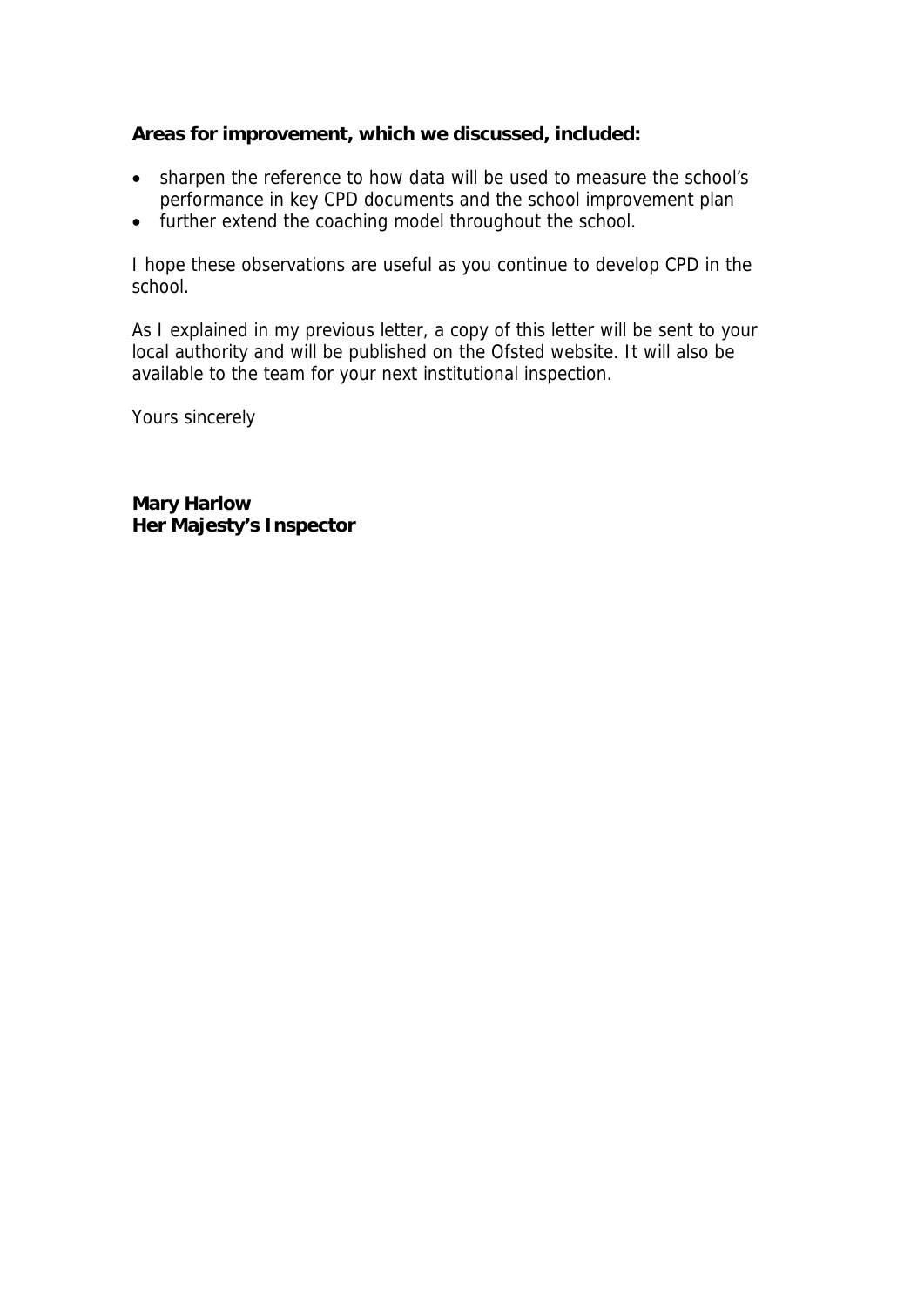**Areas for improvement, which we discussed, included:**

- sharpen the reference to how data will be used to measure the school's performance in key CPD documents and the school improvement plan
- further extend the coaching model throughout the school.

I hope these observations are useful as you continue to develop CPD in the school.

As I explained in my previous letter, a copy of this letter will be sent to your local authority and will be published on the Ofsted website. It will also be available to the team for your next institutional inspection.

Yours sincerely

**Mary Harlow**
**Her Majesty's Inspector**